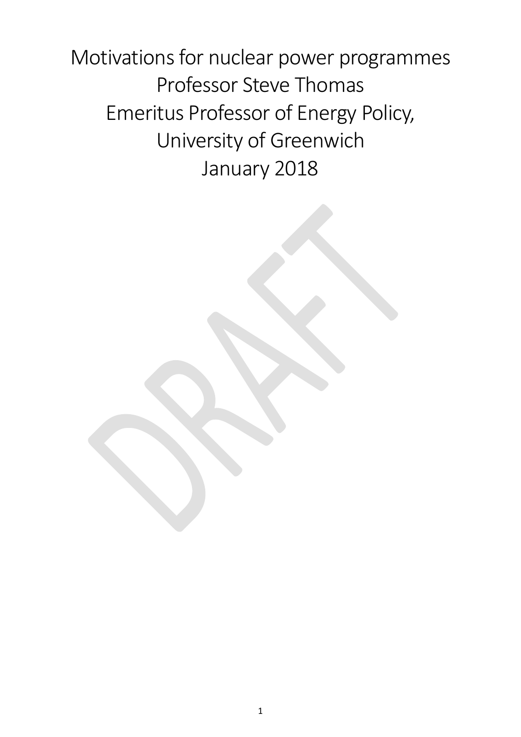# Motivations for nuclear power programmes

Professor Steve Thomas

Emeritus Professor of Energy Policy,

University of Greenwich

January 2018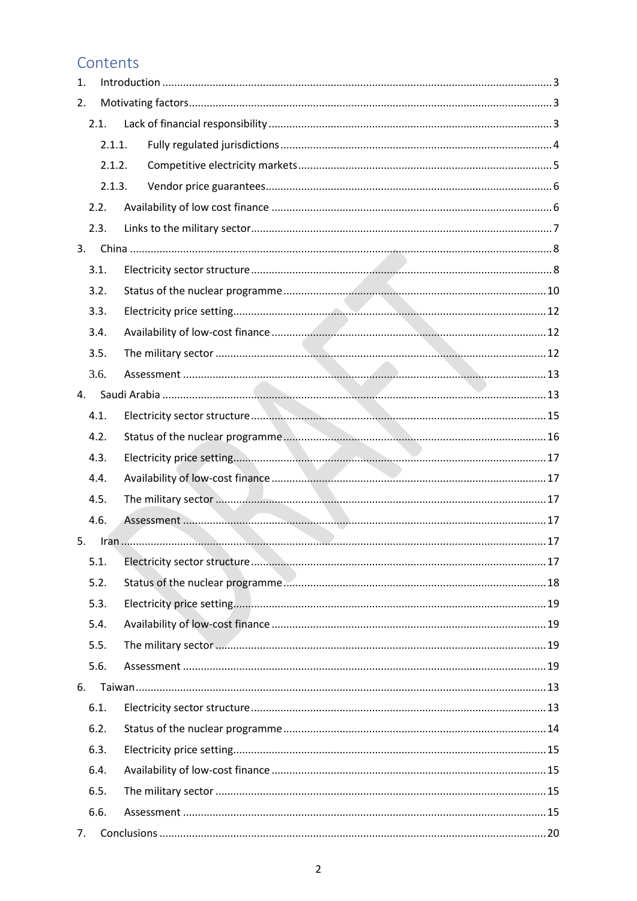# Contents

1. Introduction .......... 3
2. Motivating factors .......... 3
    - 2.1. Lack of financial responsibility .......... 3
        - 2.1.1. Fully regulated jurisdictions .......... 4
        - 2.1.2. Competitive electricity markets .......... 5
        - 2.1.3. Vendor price guarantees .......... 6
    - 2.2. Availability of low cost finance .......... 6
    - 2.3. Links to the military sector .......... 7
3. China .......... 8
    - 3.1. Electricity sector structure .......... 8
    - 3.2. Status of the nuclear programme .......... 10
    - 3.3. Electricity price setting .......... 12
    - 3.4. Availability of low-cost finance .......... 12
    - 3.5. The military sector .......... 12
    - 3.6. Assessment .......... 13
4. Saudi Arabia .......... 13
    - 4.1. Electricity sector structure .......... 15
    - 4.2. Status of the nuclear programme .......... 16
    - 4.3. Electricity price setting .......... 17
    - 4.4. Availability of low-cost finance .......... 17
    - 4.5. The military sector .......... 17
    - 4.6. Assessment .......... 17
5. Iran .......... 17
    - 5.1. Electricity sector structure .......... 17
    - 5.2. Status of the nuclear programme .......... 18
    - 5.3. Electricity price setting .......... 19
    - 5.4. Availability of low-cost finance .......... 19
    - 5.5. The military sector .......... 19
    - 5.6. Assessment .......... 19
6. Taiwan .......... 13
    - 6.1. Electricity sector structure .......... 13
    - 6.2. Status of the nuclear programme .......... 14
    - 6.3. Electricity price setting .......... 15
    - 6.4. Availability of low-cost finance .......... 15
    - 6.5. The military sector .......... 15
    - 6.6. Assessment .......... 15
7. Conclusions .......... 20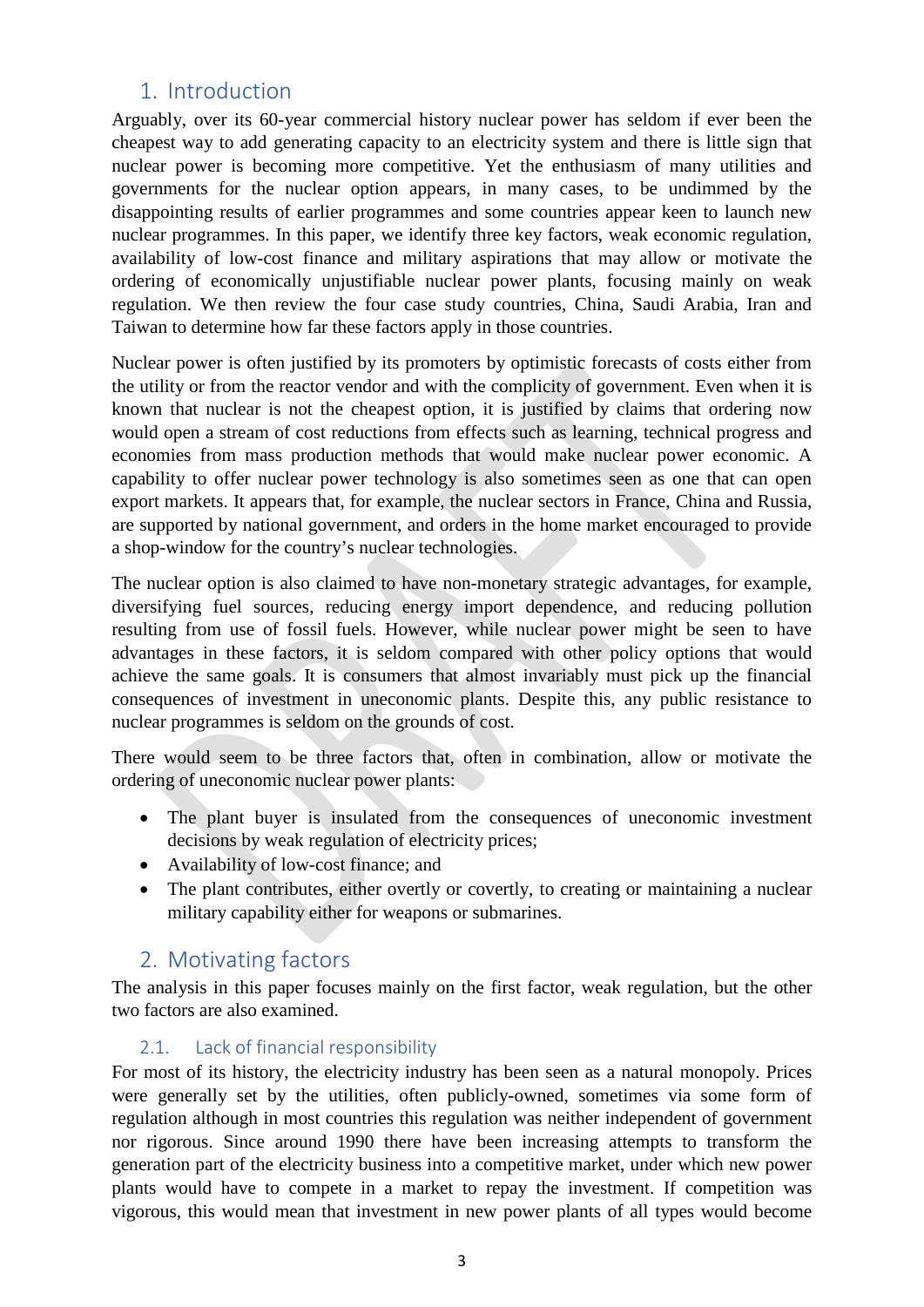## 1. Introduction

Arguably, over its 60-year commercial history nuclear power has seldom if ever been the cheapest way to add generating capacity to an electricity system and there is little sign that nuclear power is becoming more competitive. Yet the enthusiasm of many utilities and governments for the nuclear option appears, in many cases, to be undimmed by the disappointing results of earlier programmes and some countries appear keen to launch new nuclear programmes. In this paper, we identify three key factors, weak economic regulation, availability of low-cost finance and military aspirations that may allow or motivate the ordering of economically unjustifiable nuclear power plants, focusing mainly on weak regulation. We then review the four case study countries, China, Saudi Arabia, Iran and Taiwan to determine how far these factors apply in those countries.

Nuclear power is often justified by its promoters by optimistic forecasts of costs either from the utility or from the reactor vendor and with the complicity of government. Even when it is known that nuclear is not the cheapest option, it is justified by claims that ordering now would open a stream of cost reductions from effects such as learning, technical progress and economies from mass production methods that would make nuclear power economic. A capability to offer nuclear power technology is also sometimes seen as one that can open export markets. It appears that, for example, the nuclear sectors in France, China and Russia, are supported by national government, and orders in the home market encouraged to provide a shop-window for the country's nuclear technologies.

The nuclear option is also claimed to have non-monetary strategic advantages, for example, diversifying fuel sources, reducing energy import dependence, and reducing pollution resulting from use of fossil fuels. However, while nuclear power might be seen to have advantages in these factors, it is seldom compared with other policy options that would achieve the same goals. It is consumers that almost invariably must pick up the financial consequences of investment in uneconomic plants. Despite this, any public resistance to nuclear programmes is seldom on the grounds of cost.

There would seem to be three factors that, often in combination, allow or motivate the ordering of uneconomic nuclear power plants:

- The plant buyer is insulated from the consequences of uneconomic investment decisions by weak regulation of electricity prices;
- Availability of low-cost finance; and
- The plant contributes, either overtly or covertly, to creating or maintaining a nuclear military capability either for weapons or submarines.

## 2. Motivating factors

The analysis in this paper focuses mainly on the first factor, weak regulation, but the other two factors are also examined.

### 2.1. Lack of financial responsibility

For most of its history, the electricity industry has been seen as a natural monopoly. Prices were generally set by the utilities, often publicly-owned, sometimes via some form of regulation although in most countries this regulation was neither independent of government nor rigorous. Since around 1990 there have been increasing attempts to transform the generation part of the electricity business into a competitive market, under which new power plants would have to compete in a market to repay the investment. If competition was vigorous, this would mean that investment in new power plants of all types would become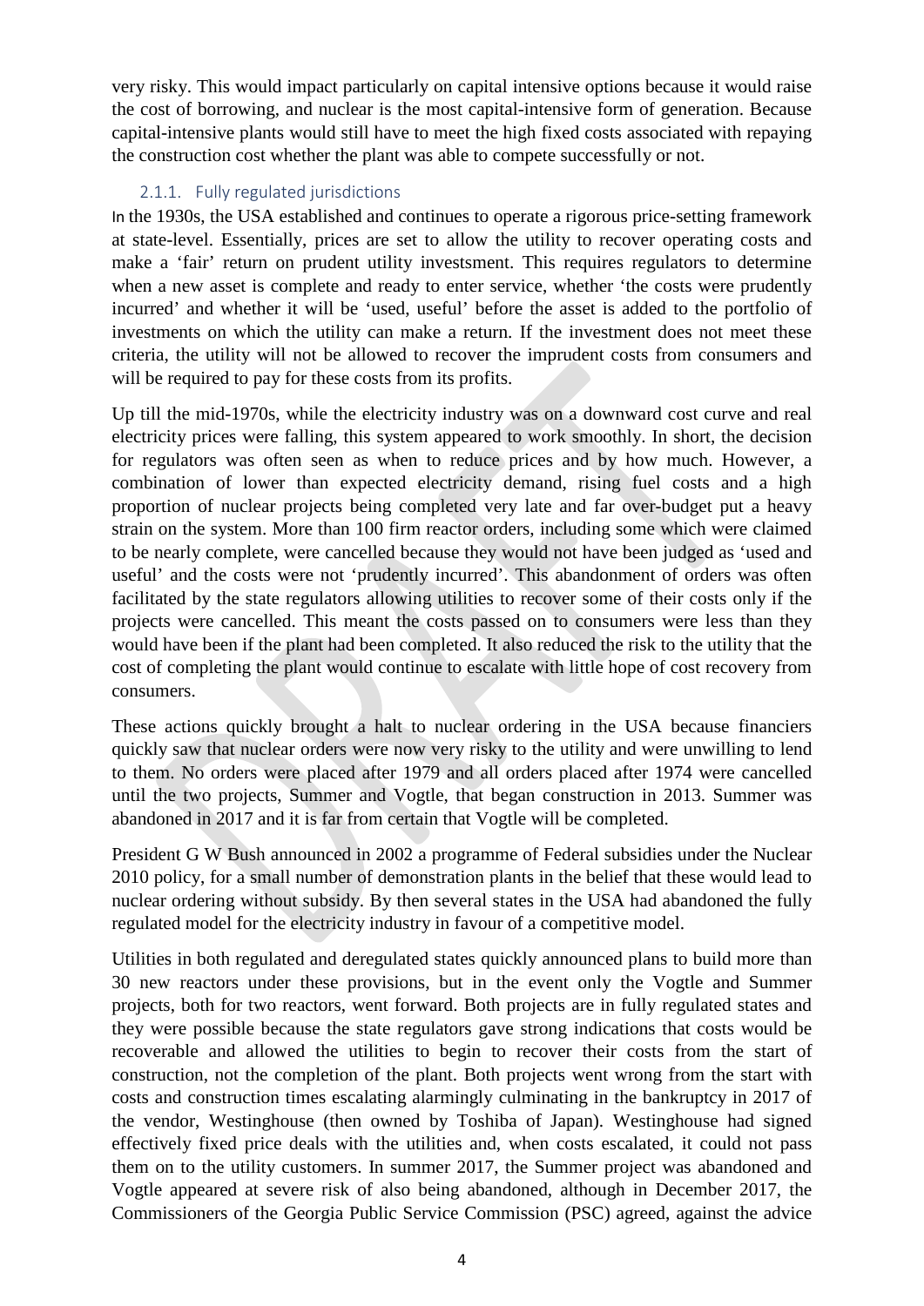very risky. This would impact particularly on capital intensive options because it would raise the cost of borrowing, and nuclear is the most capital-intensive form of generation. Because capital-intensive plants would still have to meet the high fixed costs associated with repaying the construction cost whether the plant was able to compete successfully or not.

### 2.1.1. Fully regulated jurisdictions

In the 1930s, the USA established and continues to operate a rigorous price-setting framework at state-level. Essentially, prices are set to allow the utility to recover operating costs and make a 'fair' return on prudent utility investsment. This requires regulators to determine when a new asset is complete and ready to enter service, whether 'the costs were prudently incurred' and whether it will be 'used, useful' before the asset is added to the portfolio of investments on which the utility can make a return. If the investment does not meet these criteria, the utility will not be allowed to recover the imprudent costs from consumers and will be required to pay for these costs from its profits.

Up till the mid-1970s, while the electricity industry was on a downward cost curve and real electricity prices were falling, this system appeared to work smoothly. In short, the decision for regulators was often seen as when to reduce prices and by how much. However, a combination of lower than expected electricity demand, rising fuel costs and a high proportion of nuclear projects being completed very late and far over-budget put a heavy strain on the system. More than 100 firm reactor orders, including some which were claimed to be nearly complete, were cancelled because they would not have been judged as 'used and useful' and the costs were not 'prudently incurred'. This abandonment of orders was often facilitated by the state regulators allowing utilities to recover some of their costs only if the projects were cancelled. This meant the costs passed on to consumers were less than they would have been if the plant had been completed. It also reduced the risk to the utility that the cost of completing the plant would continue to escalate with little hope of cost recovery from consumers.

These actions quickly brought a halt to nuclear ordering in the USA because financiers quickly saw that nuclear orders were now very risky to the utility and were unwilling to lend to them. No orders were placed after 1979 and all orders placed after 1974 were cancelled until the two projects, Summer and Vogtle, that began construction in 2013. Summer was abandoned in 2017 and it is far from certain that Vogtle will be completed.

President G W Bush announced in 2002 a programme of Federal subsidies under the Nuclear 2010 policy, for a small number of demonstration plants in the belief that these would lead to nuclear ordering without subsidy. By then several states in the USA had abandoned the fully regulated model for the electricity industry in favour of a competitive model.

Utilities in both regulated and deregulated states quickly announced plans to build more than 30 new reactors under these provisions, but in the event only the Vogtle and Summer projects, both for two reactors, went forward. Both projects are in fully regulated states and they were possible because the state regulators gave strong indications that costs would be recoverable and allowed the utilities to begin to recover their costs from the start of construction, not the completion of the plant. Both projects went wrong from the start with costs and construction times escalating alarmingly culminating in the bankruptcy in 2017 of the vendor, Westinghouse (then owned by Toshiba of Japan). Westinghouse had signed effectively fixed price deals with the utilities and, when costs escalated, it could not pass them on to the utility customers. In summer 2017, the Summer project was abandoned and Vogtle appeared at severe risk of also being abandoned, although in December 2017, the Commissioners of the Georgia Public Service Commission (PSC) agreed, against the advice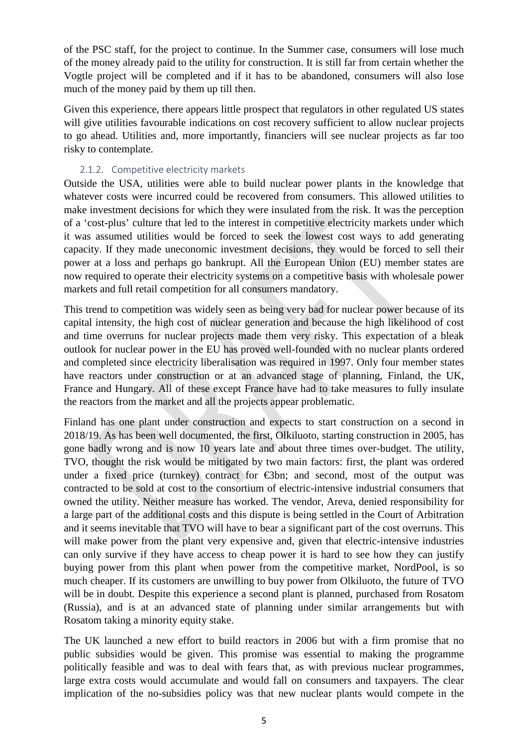of the PSC staff, for the project to continue. In the Summer case, consumers will lose much of the money already paid to the utility for construction. It is still far from certain whether the Vogtle project will be completed and if it has to be abandoned, consumers will also lose much of the money paid by them up till then.

Given this experience, there appears little prospect that regulators in other regulated US states will give utilities favourable indications on cost recovery sufficient to allow nuclear projects to go ahead. Utilities and, more importantly, financiers will see nuclear projects as far too risky to contemplate.

### 2.1.2. Competitive electricity markets

Outside the USA, utilities were able to build nuclear power plants in the knowledge that whatever costs were incurred could be recovered from consumers. This allowed utilities to make investment decisions for which they were insulated from the risk. It was the perception of a 'cost-plus' culture that led to the interest in competitive electricity markets under which it was assumed utilities would be forced to seek the lowest cost ways to add generating capacity. If they made uneconomic investment decisions, they would be forced to sell their power at a loss and perhaps go bankrupt. All the European Union (EU) member states are now required to operate their electricity systems on a competitive basis with wholesale power markets and full retail competition for all consumers mandatory.

This trend to competition was widely seen as being very bad for nuclear power because of its capital intensity, the high cost of nuclear generation and because the high likelihood of cost and time overruns for nuclear projects made them very risky. This expectation of a bleak outlook for nuclear power in the EU has proved well-founded with no nuclear plants ordered and completed since electricity liberalisation was required in 1997. Only four member states have reactors under construction or at an advanced stage of planning, Finland, the UK, France and Hungary. All of these except France have had to take measures to fully insulate the reactors from the market and all the projects appear problematic.

Finland has one plant under construction and expects to start construction on a second in 2018/19. As has been well documented, the first, Olkiluoto, starting construction in 2005, has gone badly wrong and is now 10 years late and about three times over-budget. The utility, TVO, thought the risk would be mitigated by two main factors: first, the plant was ordered under a fixed price (turnkey) contract for €3bn; and second, most of the output was contracted to be sold at cost to the consortium of electric-intensive industrial consumers that owned the utility. Neither measure has worked. The vendor, Areva, denied responsibility for a large part of the additional costs and this dispute is being settled in the Court of Arbitration and it seems inevitable that TVO will have to bear a significant part of the cost overruns. This will make power from the plant very expensive and, given that electric-intensive industries can only survive if they have access to cheap power it is hard to see how they can justify buying power from this plant when power from the competitive market, NordPool, is so much cheaper. If its customers are unwilling to buy power from Olkiluoto, the future of TVO will be in doubt. Despite this experience a second plant is planned, purchased from Rosatom (Russia), and is at an advanced state of planning under similar arrangements but with Rosatom taking a minority equity stake.

The UK launched a new effort to build reactors in 2006 but with a firm promise that no public subsidies would be given. This promise was essential to making the programme politically feasible and was to deal with fears that, as with previous nuclear programmes, large extra costs would accumulate and would fall on consumers and taxpayers. The clear implication of the no-subsidies policy was that new nuclear plants would compete in the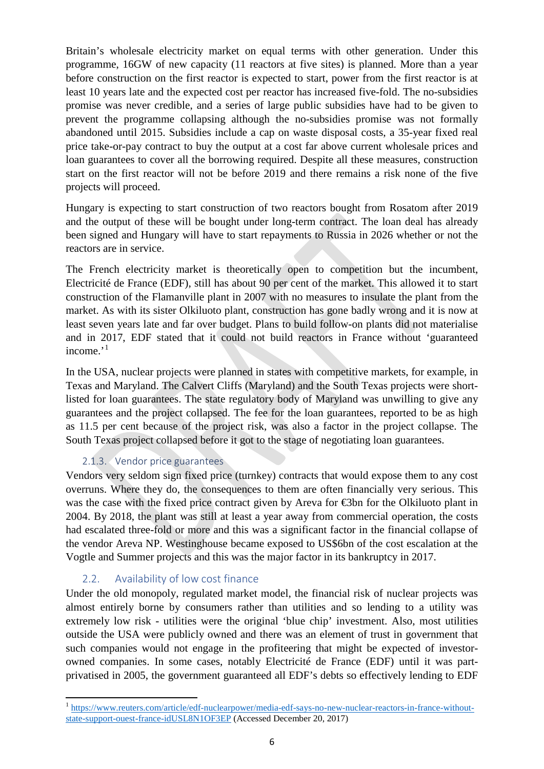Britain's wholesale electricity market on equal terms with other generation. Under this programme, 16GW of new capacity (11 reactors at five sites) is planned. More than a year before construction on the first reactor is expected to start, power from the first reactor is at least 10 years late and the expected cost per reactor has increased five-fold. The no-subsidies promise was never credible, and a series of large public subsidies have had to be given to prevent the programme collapsing although the no-subsidies promise was not formally abandoned until 2015. Subsidies include a cap on waste disposal costs, a 35-year fixed real price take-or-pay contract to buy the output at a cost far above current wholesale prices and loan guarantees to cover all the borrowing required. Despite all these measures, construction start on the first reactor will not be before 2019 and there remains a risk none of the five projects will proceed.

Hungary is expecting to start construction of two reactors bought from Rosatom after 2019 and the output of these will be bought under long-term contract. The loan deal has already been signed and Hungary will have to start repayments to Russia in 2026 whether or not the reactors are in service.

The French electricity market is theoretically open to competition but the incumbent, Electricité de France (EDF), still has about 90 per cent of the market. This allowed it to start construction of the Flamanville plant in 2007 with no measures to insulate the plant from the market. As with its sister Olkiluoto plant, construction has gone badly wrong and it is now at least seven years late and far over budget. Plans to build follow-on plants did not materialise and in 2017, EDF stated that it could not build reactors in France without 'guaranteed income.'[1]

In the USA, nuclear projects were planned in states with competitive markets, for example, in Texas and Maryland. The Calvert Cliffs (Maryland) and the South Texas projects were short-listed for loan guarantees. The state regulatory body of Maryland was unwilling to give any guarantees and the project collapsed. The fee for the loan guarantees, reported to be as high as 11.5 per cent because of the project risk, was also a factor in the project collapse. The South Texas project collapsed before it got to the stage of negotiating loan guarantees.

### 2.1.3. Vendor price guarantees

Vendors very seldom sign fixed price (turnkey) contracts that would expose them to any cost overruns. Where they do, the consequences to them are often financially very serious. This was the case with the fixed price contract given by Areva for €3bn for the Olkiluoto plant in 2004. By 2018, the plant was still at least a year away from commercial operation, the costs had escalated three-fold or more and this was a significant factor in the financial collapse of the vendor Areva NP. Westinghouse became exposed to US$6bn of the cost escalation at the Vogtle and Summer projects and this was the major factor in its bankruptcy in 2017.

## 2.2. Availability of low cost finance

Under the old monopoly, regulated market model, the financial risk of nuclear projects was almost entirely borne by consumers rather than utilities and so lending to a utility was extremely low risk - utilities were the original 'blue chip' investment. Also, most utilities outside the USA were publicly owned and there was an element of trust in government that such companies would not engage in the profiteering that might be expected of investor-owned companies. In some cases, notably Electricité de France (EDF) until it was part-privatised in 2005, the government guaranteed all EDF's debts so effectively lending to EDF

---

[1] https://www.reuters.com/article/edf-nuclearpower/media-edf-says-no-new-nuclear-reactors-in-france-without-state-support-ouest-france-idUSL8N1OF3EP (Accessed December 20, 2017)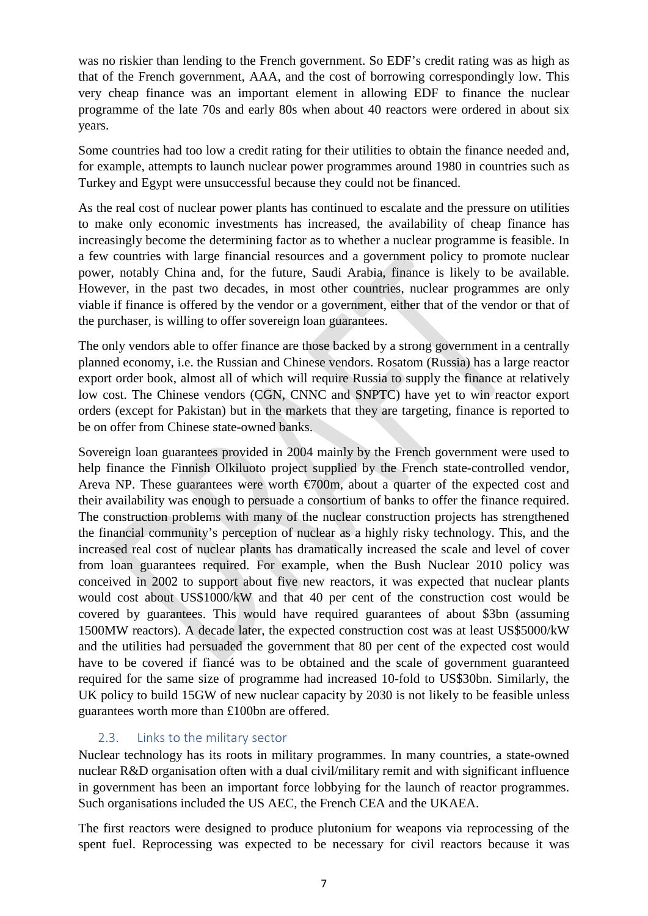was no riskier than lending to the French government. So EDF's credit rating was as high as that of the French government, AAA, and the cost of borrowing correspondingly low. This very cheap finance was an important element in allowing EDF to finance the nuclear programme of the late 70s and early 80s when about 40 reactors were ordered in about six years.

Some countries had too low a credit rating for their utilities to obtain the finance needed and, for example, attempts to launch nuclear power programmes around 1980 in countries such as Turkey and Egypt were unsuccessful because they could not be financed.

As the real cost of nuclear power plants has continued to escalate and the pressure on utilities to make only economic investments has increased, the availability of cheap finance has increasingly become the determining factor as to whether a nuclear programme is feasible. In a few countries with large financial resources and a government policy to promote nuclear power, notably China and, for the future, Saudi Arabia, finance is likely to be available. However, in the past two decades, in most other countries, nuclear programmes are only viable if finance is offered by the vendor or a government, either that of the vendor or that of the purchaser, is willing to offer sovereign loan guarantees.

The only vendors able to offer finance are those backed by a strong government in a centrally planned economy, i.e. the Russian and Chinese vendors. Rosatom (Russia) has a large reactor export order book, almost all of which will require Russia to supply the finance at relatively low cost. The Chinese vendors (CGN, CNNC and SNPTC) have yet to win reactor export orders (except for Pakistan) but in the markets that they are targeting, finance is reported to be on offer from Chinese state-owned banks.

Sovereign loan guarantees provided in 2004 mainly by the French government were used to help finance the Finnish Olkiluoto project supplied by the French state-controlled vendor, Areva NP. These guarantees were worth €700m, about a quarter of the expected cost and their availability was enough to persuade a consortium of banks to offer the finance required. The construction problems with many of the nuclear construction projects has strengthened the financial community's perception of nuclear as a highly risky technology. This, and the increased real cost of nuclear plants has dramatically increased the scale and level of cover from loan guarantees required. For example, when the Bush Nuclear 2010 policy was conceived in 2002 to support about five new reactors, it was expected that nuclear plants would cost about US$1000/kW and that 40 per cent of the construction cost would be covered by guarantees. This would have required guarantees of about $3bn (assuming 1500MW reactors). A decade later, the expected construction cost was at least US$5000/kW and the utilities had persuaded the government that 80 per cent of the expected cost would have to be covered if fiancé was to be obtained and the scale of government guaranteed required for the same size of programme had increased 10-fold to US$30bn. Similarly, the UK policy to build 15GW of new nuclear capacity by 2030 is not likely to be feasible unless guarantees worth more than £100bn are offered.

### 2.3. Links to the military sector

Nuclear technology has its roots in military programmes. In many countries, a state-owned nuclear R&D organisation often with a dual civil/military remit and with significant influence in government has been an important force lobbying for the launch of reactor programmes. Such organisations included the US AEC, the French CEA and the UKAEA.

The first reactors were designed to produce plutonium for weapons via reprocessing of the spent fuel. Reprocessing was expected to be necessary for civil reactors because it was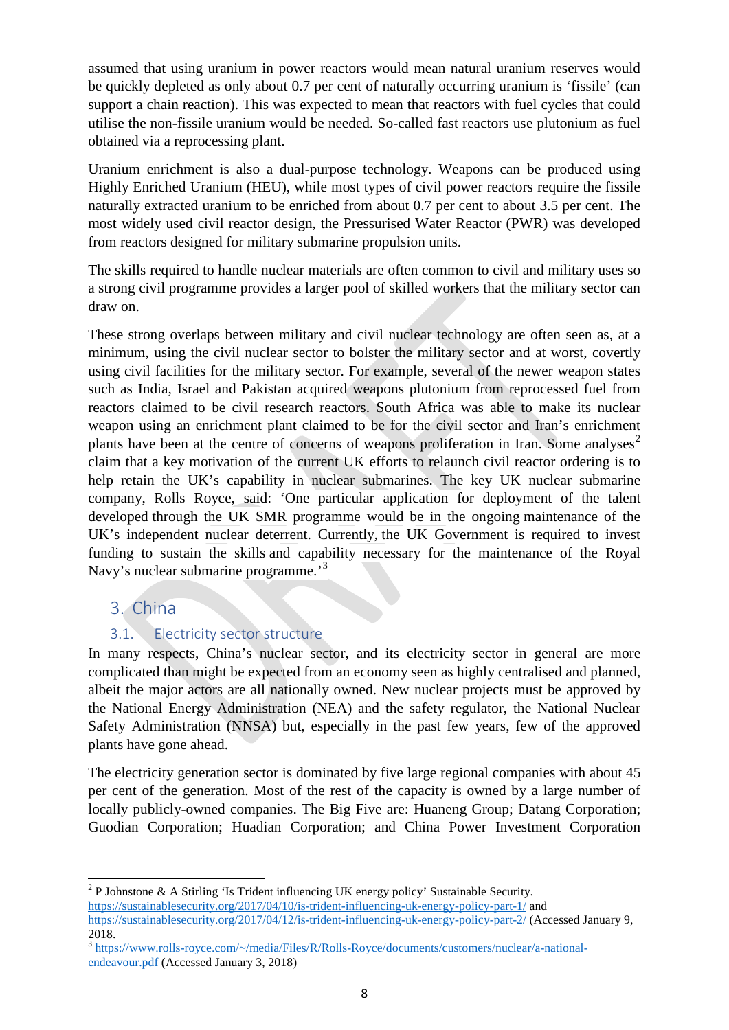assumed that using uranium in power reactors would mean natural uranium reserves would be quickly depleted as only about 0.7 per cent of naturally occurring uranium is 'fissile' (can support a chain reaction). This was expected to mean that reactors with fuel cycles that could utilise the non-fissile uranium would be needed. So-called fast reactors use plutonium as fuel obtained via a reprocessing plant.

Uranium enrichment is also a dual-purpose technology. Weapons can be produced using Highly Enriched Uranium (HEU), while most types of civil power reactors require the fissile naturally extracted uranium to be enriched from about 0.7 per cent to about 3.5 per cent. The most widely used civil reactor design, the Pressurised Water Reactor (PWR) was developed from reactors designed for military submarine propulsion units.

The skills required to handle nuclear materials are often common to civil and military uses so a strong civil programme provides a larger pool of skilled workers that the military sector can draw on.

These strong overlaps between military and civil nuclear technology are often seen as, at a minimum, using the civil nuclear sector to bolster the military sector and at worst, covertly using civil facilities for the military sector. For example, several of the newer weapon states such as India, Israel and Pakistan acquired weapons plutonium from reprocessed fuel from reactors claimed to be civil research reactors. South Africa was able to make its nuclear weapon using an enrichment plant claimed to be for the civil sector and Iran's enrichment plants have been at the centre of concerns of weapons proliferation in Iran. Some analyses[2] claim that a key motivation of the current UK efforts to relaunch civil reactor ordering is to help retain the UK's capability in nuclear submarines. The key UK nuclear submarine company, Rolls Royce, said: 'One particular application for deployment of the talent developed through the UK SMR programme would be in the ongoing maintenance of the UK's independent nuclear deterrent. Currently, the UK Government is required to invest funding to sustain the skills and capability necessary for the maintenance of the Royal Navy's nuclear submarine programme.'[3]

## 3. China

### 3.1. Electricity sector structure

In many respects, China's nuclear sector, and its electricity sector in general are more complicated than might be expected from an economy seen as highly centralised and planned, albeit the major actors are all nationally owned. New nuclear projects must be approved by the National Energy Administration (NEA) and the safety regulator, the National Nuclear Safety Administration (NNSA) but, especially in the past few years, few of the approved plants have gone ahead.

The electricity generation sector is dominated by five large regional companies with about 45 per cent of the generation. Most of the rest of the capacity is owned by a large number of locally publicly-owned companies. The Big Five are: Huaneng Group; Datang Corporation; Guodian Corporation; Huadian Corporation; and China Power Investment Corporation

---

[2] P Johnstone & A Stirling 'Is Trident influencing UK energy policy' Sustainable Security. https://sustainablesecurity.org/2017/04/10/is-trident-influencing-uk-energy-policy-part-1/ and https://sustainablesecurity.org/2017/04/12/is-trident-influencing-uk-energy-policy-part-2/ (Accessed January 9, 2018.

[3] https://www.rolls-royce.com/~/media/Files/R/Rolls-Royce/documents/customers/nuclear/a-national-endeavour.pdf (Accessed January 3, 2018)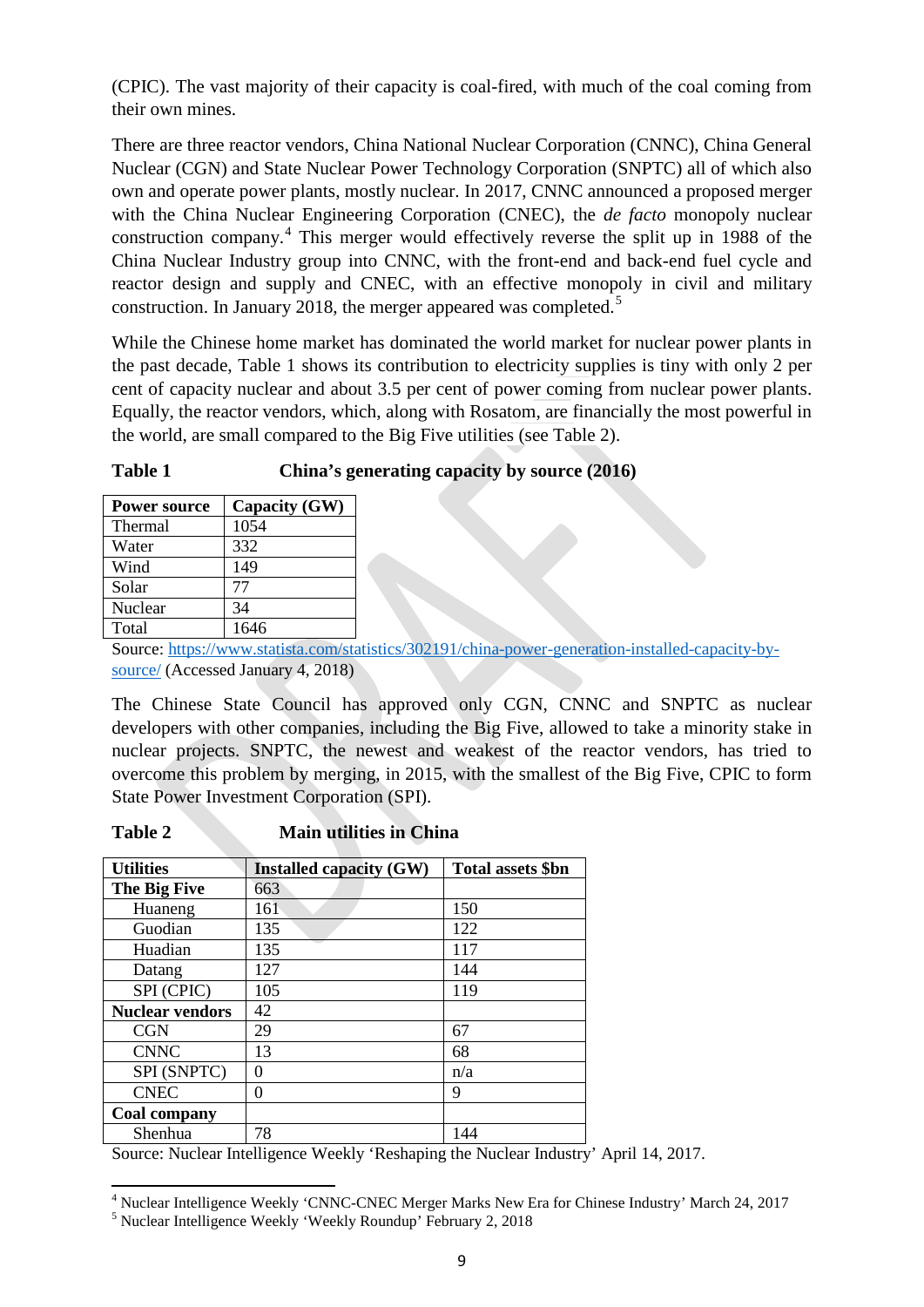(CPIC). The vast majority of their capacity is coal-fired, with much of the coal coming from their own mines.

There are three reactor vendors, China National Nuclear Corporation (CNNC), China General Nuclear (CGN) and State Nuclear Power Technology Corporation (SNPTC) all of which also own and operate power plants, mostly nuclear. In 2017, CNNC announced a proposed merger with the China Nuclear Engineering Corporation (CNEC), the *de facto* monopoly nuclear construction company.[4] This merger would effectively reverse the split up in 1988 of the China Nuclear Industry group into CNNC, with the front-end and back-end fuel cycle and reactor design and supply and CNEC, with an effective monopoly in civil and military construction. In January 2018, the merger appeared was completed.[5]

While the Chinese home market has dominated the world market for nuclear power plants in the past decade, Table 1 shows its contribution to electricity supplies is tiny with only 2 per cent of capacity nuclear and about 3.5 per cent of power coming from nuclear power plants. Equally, the reactor vendors, which, along with Rosatom, are financially the most powerful in the world, are small compared to the Big Five utilities (see Table 2).

**Table 1 China's generating capacity by source (2016)**

| Power source | Capacity (GW) |
|---|---|
| Thermal | 1054 |
| Water | 332 |
| Wind | 149 |
| Solar | 77 |
| Nuclear | 34 |
| Total | 1646 |

Source: https://www.statista.com/statistics/302191/china-power-generation-installed-capacity-by-source/ (Accessed January 4, 2018)

The Chinese State Council has approved only CGN, CNNC and SNPTC as nuclear developers with other companies, including the Big Five, allowed to take a minority stake in nuclear projects. SNPTC, the newest and weakest of the reactor vendors, has tried to overcome this problem by merging, in 2015, with the smallest of the Big Five, CPIC to form State Power Investment Corporation (SPI).

**Table 2 Main utilities in China**

| Utilities | Installed capacity (GW) | Total assets $bn |
|---|---|---|
| **The Big Five** | 663 | |
| Huaneng | 161 | 150 |
| Guodian | 135 | 122 |
| Huadian | 135 | 117 |
| Datang | 127 | 144 |
| SPI (CPIC) | 105 | 119 |
| **Nuclear vendors** | 42 | |
| CGN | 29 | 67 |
| CNNC | 13 | 68 |
| SPI (SNPTC) | 0 | n/a |
| CNEC | 0 | 9 |
| **Coal company** | | |
| Shenhua | 78 | 144 |

Source: Nuclear Intelligence Weekly 'Reshaping the Nuclear Industry' April 14, 2017.

---

[4] Nuclear Intelligence Weekly 'CNNC-CNEC Merger Marks New Era for Chinese Industry' March 24, 2017

[5] Nuclear Intelligence Weekly 'Weekly Roundup' February 2, 2018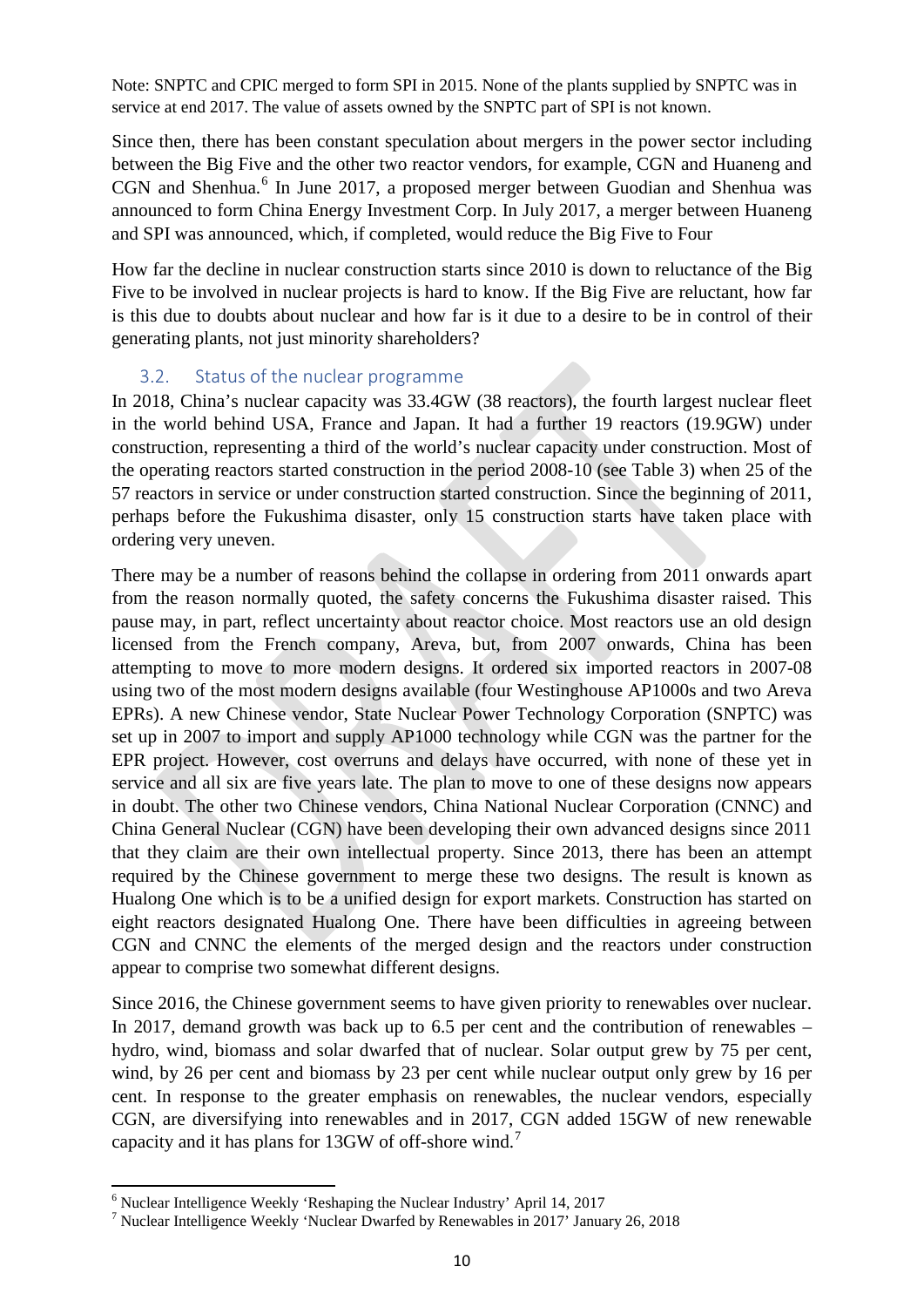Note: SNPTC and CPIC merged to form SPI in 2015. None of the plants supplied by SNPTC was in service at end 2017. The value of assets owned by the SNPTC part of SPI is not known.

Since then, there has been constant speculation about mergers in the power sector including between the Big Five and the other two reactor vendors, for example, CGN and Huaneng and CGN and Shenhua.[6] In June 2017, a proposed merger between Guodian and Shenhua was announced to form China Energy Investment Corp. In July 2017, a merger between Huaneng and SPI was announced, which, if completed, would reduce the Big Five to Four

How far the decline in nuclear construction starts since 2010 is down to reluctance of the Big Five to be involved in nuclear projects is hard to know. If the Big Five are reluctant, how far is this due to doubts about nuclear and how far is it due to a desire to be in control of their generating plants, not just minority shareholders?

## 3.2. Status of the nuclear programme

In 2018, China's nuclear capacity was 33.4GW (38 reactors), the fourth largest nuclear fleet in the world behind USA, France and Japan. It had a further 19 reactors (19.9GW) under construction, representing a third of the world's nuclear capacity under construction. Most of the operating reactors started construction in the period 2008-10 (see Table 3) when 25 of the 57 reactors in service or under construction started construction. Since the beginning of 2011, perhaps before the Fukushima disaster, only 15 construction starts have taken place with ordering very uneven.

There may be a number of reasons behind the collapse in ordering from 2011 onwards apart from the reason normally quoted, the safety concerns the Fukushima disaster raised. This pause may, in part, reflect uncertainty about reactor choice. Most reactors use an old design licensed from the French company, Areva, but, from 2007 onwards, China has been attempting to move to more modern designs. It ordered six imported reactors in 2007-08 using two of the most modern designs available (four Westinghouse AP1000s and two Areva EPRs). A new Chinese vendor, State Nuclear Power Technology Corporation (SNPTC) was set up in 2007 to import and supply AP1000 technology while CGN was the partner for the EPR project. However, cost overruns and delays have occurred, with none of these yet in service and all six are five years late. The plan to move to one of these designs now appears in doubt. The other two Chinese vendors, China National Nuclear Corporation (CNNC) and China General Nuclear (CGN) have been developing their own advanced designs since 2011 that they claim are their own intellectual property. Since 2013, there has been an attempt required by the Chinese government to merge these two designs. The result is known as Hualong One which is to be a unified design for export markets. Construction has started on eight reactors designated Hualong One. There have been difficulties in agreeing between CGN and CNNC the elements of the merged design and the reactors under construction appear to comprise two somewhat different designs.

Since 2016, the Chinese government seems to have given priority to renewables over nuclear. In 2017, demand growth was back up to 6.5 per cent and the contribution of renewables – hydro, wind, biomass and solar dwarfed that of nuclear. Solar output grew by 75 per cent, wind, by 26 per cent and biomass by 23 per cent while nuclear output only grew by 16 per cent. In response to the greater emphasis on renewables, the nuclear vendors, especially CGN, are diversifying into renewables and in 2017, CGN added 15GW of new renewable capacity and it has plans for 13GW of off-shore wind.[7]

---

[6] Nuclear Intelligence Weekly 'Reshaping the Nuclear Industry' April 14, 2017

[7] Nuclear Intelligence Weekly 'Nuclear Dwarfed by Renewables in 2017' January 26, 2018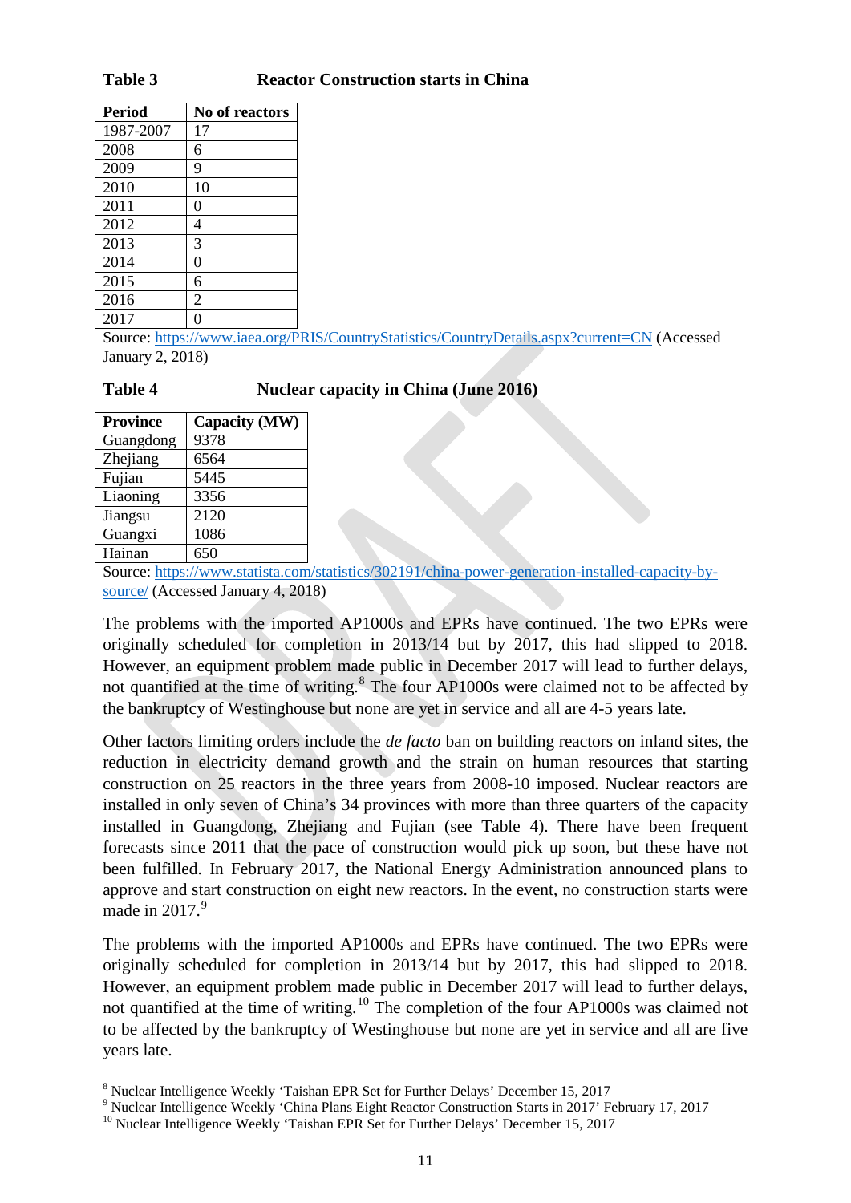**Table 3** Reactor Construction starts in China

| Period | No of reactors |
|---|---|
| 1987-2007 | 17 |
| 2008 | 6 |
| 2009 | 9 |
| 2010 | 10 |
| 2011 | 0 |
| 2012 | 4 |
| 2013 | 3 |
| 2014 | 0 |
| 2015 | 6 |
| 2016 | 2 |
| 2017 | 0 |

Source: https://www.iaea.org/PRIS/CountryStatistics/CountryDetails.aspx?current=CN (Accessed January 2, 2018)

**Table 4** Nuclear capacity in China (June 2016)

| Province | Capacity (MW) |
|---|---|
| Guangdong | 9378 |
| Zhejiang | 6564 |
| Fujian | 5445 |
| Liaoning | 3356 |
| Jiangsu | 2120 |
| Guangxi | 1086 |
| Hainan | 650 |

Source: https://www.statista.com/statistics/302191/china-power-generation-installed-capacity-by-source/ (Accessed January 4, 2018)

The problems with the imported AP1000s and EPRs have continued. The two EPRs were originally scheduled for completion in 2013/14 but by 2017, this had slipped to 2018. However, an equipment problem made public in December 2017 will lead to further delays, not quantified at the time of writing.[8] The four AP1000s were claimed not to be affected by the bankruptcy of Westinghouse but none are yet in service and all are 4-5 years late.

Other factors limiting orders include the *de facto* ban on building reactors on inland sites, the reduction in electricity demand growth and the strain on human resources that starting construction on 25 reactors in the three years from 2008-10 imposed. Nuclear reactors are installed in only seven of China's 34 provinces with more than three quarters of the capacity installed in Guangdong, Zhejiang and Fujian (see Table 4). There have been frequent forecasts since 2011 that the pace of construction would pick up soon, but these have not been fulfilled. In February 2017, the National Energy Administration announced plans to approve and start construction on eight new reactors. In the event, no construction starts were made in 2017.[9]

The problems with the imported AP1000s and EPRs have continued. The two EPRs were originally scheduled for completion in 2013/14 but by 2017, this had slipped to 2018. However, an equipment problem made public in December 2017 will lead to further delays, not quantified at the time of writing.[10] The completion of the four AP1000s was claimed not to be affected by the bankruptcy of Westinghouse but none are yet in service and all are five years late.

---

[8] Nuclear Intelligence Weekly 'Taishan EPR Set for Further Delays' December 15, 2017

[9] Nuclear Intelligence Weekly 'China Plans Eight Reactor Construction Starts in 2017' February 17, 2017

[10] Nuclear Intelligence Weekly 'Taishan EPR Set for Further Delays' December 15, 2017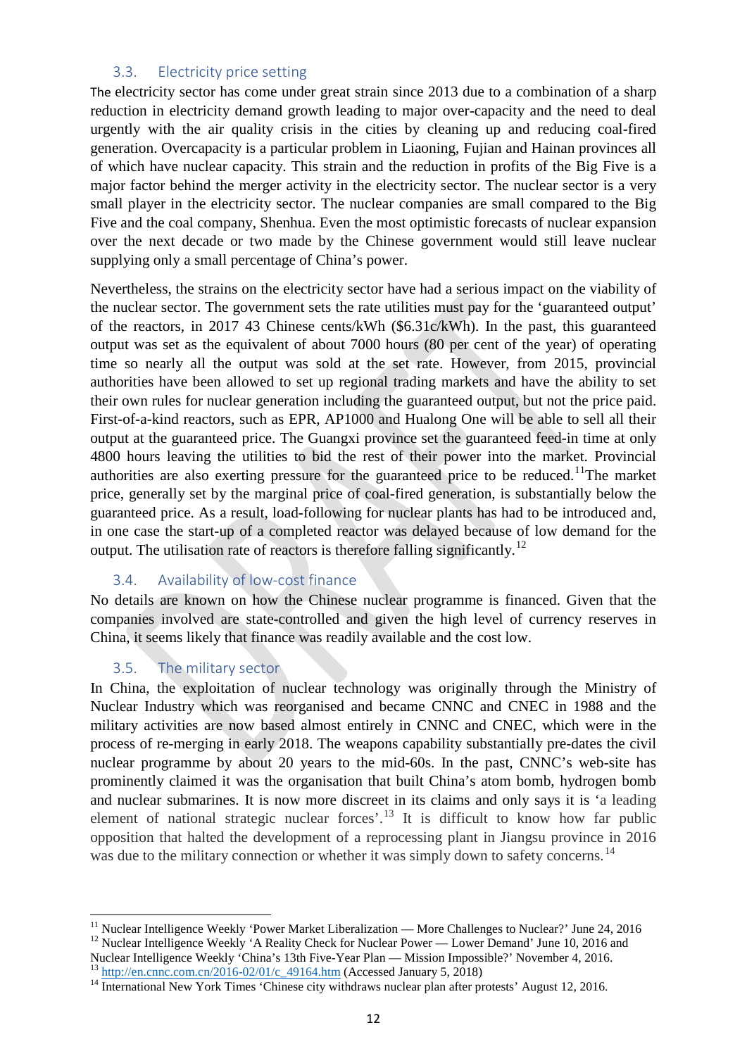### 3.3. Electricity price setting

The electricity sector has come under great strain since 2013 due to a combination of a sharp reduction in electricity demand growth leading to major over-capacity and the need to deal urgently with the air quality crisis in the cities by cleaning up and reducing coal-fired generation. Overcapacity is a particular problem in Liaoning, Fujian and Hainan provinces all of which have nuclear capacity. This strain and the reduction in profits of the Big Five is a major factor behind the merger activity in the electricity sector. The nuclear sector is a very small player in the electricity sector. The nuclear companies are small compared to the Big Five and the coal company, Shenhua. Even the most optimistic forecasts of nuclear expansion over the next decade or two made by the Chinese government would still leave nuclear supplying only a small percentage of China's power.

Nevertheless, the strains on the electricity sector have had a serious impact on the viability of the nuclear sector. The government sets the rate utilities must pay for the 'guaranteed output' of the reactors, in 2017 43 Chinese cents/kWh ($6.31c/kWh). In the past, this guaranteed output was set as the equivalent of about 7000 hours (80 per cent of the year) of operating time so nearly all the output was sold at the set rate. However, from 2015, provincial authorities have been allowed to set up regional trading markets and have the ability to set their own rules for nuclear generation including the guaranteed output, but not the price paid. First-of-a-kind reactors, such as EPR, AP1000 and Hualong One will be able to sell all their output at the guaranteed price. The Guangxi province set the guaranteed feed-in time at only 4800 hours leaving the utilities to bid the rest of their power into the market. Provincial authorities are also exerting pressure for the guaranteed price to be reduced.[11]The market price, generally set by the marginal price of coal-fired generation, is substantially below the guaranteed price. As a result, load-following for nuclear plants has had to be introduced and, in one case the start-up of a completed reactor was delayed because of low demand for the output. The utilisation rate of reactors is therefore falling significantly.[12]

### 3.4. Availability of low-cost finance

No details are known on how the Chinese nuclear programme is financed. Given that the companies involved are state-controlled and given the high level of currency reserves in China, it seems likely that finance was readily available and the cost low.

### 3.5. The military sector

In China, the exploitation of nuclear technology was originally through the Ministry of Nuclear Industry which was reorganised and became CNNC and CNEC in 1988 and the military activities are now based almost entirely in CNNC and CNEC, which were in the process of re-merging in early 2018. The weapons capability substantially pre-dates the civil nuclear programme by about 20 years to the mid-60s. In the past, CNNC's web-site has prominently claimed it was the organisation that built China's atom bomb, hydrogen bomb and nuclear submarines. It is now more discreet in its claims and only says it is 'a leading element of national strategic nuclear forces'.[13] It is difficult to know how far public opposition that halted the development of a reprocessing plant in Jiangsu province in 2016 was due to the military connection or whether it was simply down to safety concerns.[14]

---

[11] Nuclear Intelligence Weekly 'Power Market Liberalization — More Challenges to Nuclear?' June 24, 2016

[12] Nuclear Intelligence Weekly 'A Reality Check for Nuclear Power — Lower Demand' June 10, 2016 and Nuclear Intelligence Weekly 'China's 13th Five-Year Plan — Mission Impossible?' November 4, 2016.

[13] http://en.cnnc.com.cn/2016-02/01/c_49164.htm (Accessed January 5, 2018)

[14] International New York Times 'Chinese city withdraws nuclear plan after protests' August 12, 2016.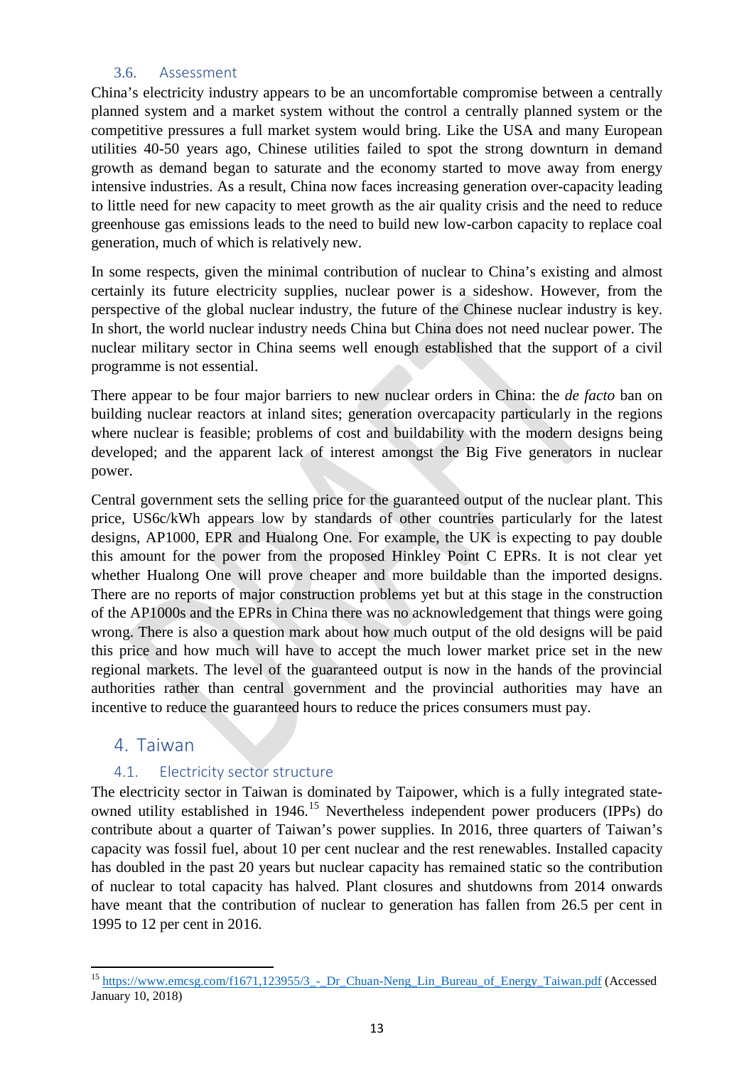### 3.6. Assessment

China's electricity industry appears to be an uncomfortable compromise between a centrally planned system and a market system without the control a centrally planned system or the competitive pressures a full market system would bring. Like the USA and many European utilities 40-50 years ago, Chinese utilities failed to spot the strong downturn in demand growth as demand began to saturate and the economy started to move away from energy intensive industries. As a result, China now faces increasing generation over-capacity leading to little need for new capacity to meet growth as the air quality crisis and the need to reduce greenhouse gas emissions leads to the need to build new low-carbon capacity to replace coal generation, much of which is relatively new.

In some respects, given the minimal contribution of nuclear to China's existing and almost certainly its future electricity supplies, nuclear power is a sideshow. However, from the perspective of the global nuclear industry, the future of the Chinese nuclear industry is key. In short, the world nuclear industry needs China but China does not need nuclear power. The nuclear military sector in China seems well enough established that the support of a civil programme is not essential.

There appear to be four major barriers to new nuclear orders in China: the *de facto* ban on building nuclear reactors at inland sites; generation overcapacity particularly in the regions where nuclear is feasible; problems of cost and buildability with the modern designs being developed; and the apparent lack of interest amongst the Big Five generators in nuclear power.

Central government sets the selling price for the guaranteed output of the nuclear plant. This price, US6c/kWh appears low by standards of other countries particularly for the latest designs, AP1000, EPR and Hualong One. For example, the UK is expecting to pay double this amount for the power from the proposed Hinkley Point C EPRs. It is not clear yet whether Hualong One will prove cheaper and more buildable than the imported designs. There are no reports of major construction problems yet but at this stage in the construction of the AP1000s and the EPRs in China there was no acknowledgement that things were going wrong. There is also a question mark about how much output of the old designs will be paid this price and how much will have to accept the much lower market price set in the new regional markets. The level of the guaranteed output is now in the hands of the provincial authorities rather than central government and the provincial authorities may have an incentive to reduce the guaranteed hours to reduce the prices consumers must pay.

## 4. Taiwan

### 4.1. Electricity sector structure

The electricity sector in Taiwan is dominated by Taipower, which is a fully integrated state-owned utility established in 1946.[15] Nevertheless independent power producers (IPPs) do contribute about a quarter of Taiwan's power supplies. In 2016, three quarters of Taiwan's capacity was fossil fuel, about 10 per cent nuclear and the rest renewables. Installed capacity has doubled in the past 20 years but nuclear capacity has remained static so the contribution of nuclear to total capacity has halved. Plant closures and shutdowns from 2014 onwards have meant that the contribution of nuclear to generation has fallen from 26.5 per cent in 1995 to 12 per cent in 2016.

---

[15] https://www.emcsg.com/f1671,123955/3_-_Dr_Chuan-Neng_Lin_Bureau_of_Energy_Taiwan.pdf (Accessed January 10, 2018)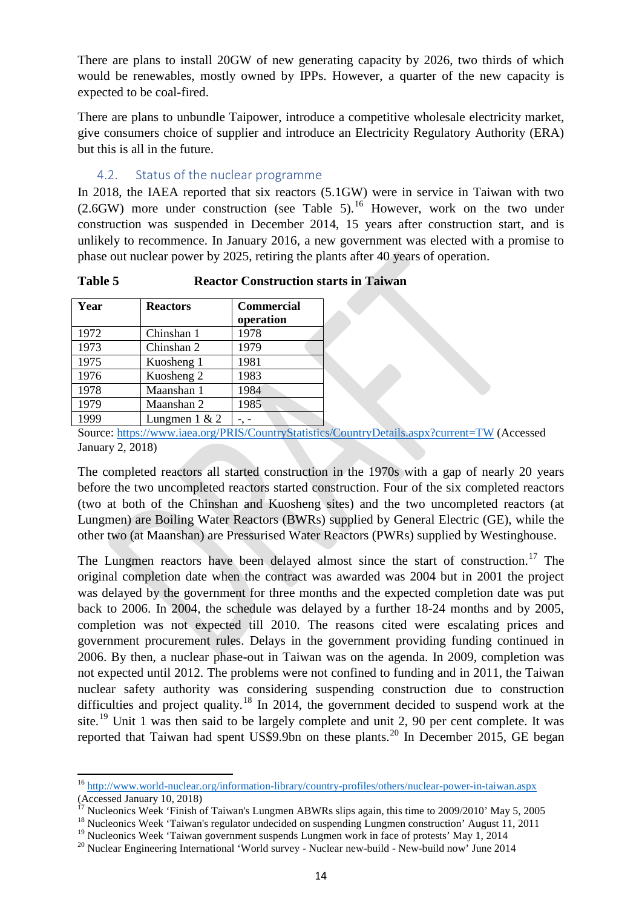There are plans to install 20GW of new generating capacity by 2026, two thirds of which would be renewables, mostly owned by IPPs. However, a quarter of the new capacity is expected to be coal-fired.

There are plans to unbundle Taipower, introduce a competitive wholesale electricity market, give consumers choice of supplier and introduce an Electricity Regulatory Authority (ERA) but this is all in the future.

## 4.2. Status of the nuclear programme

In 2018, the IAEA reported that six reactors (5.1GW) were in service in Taiwan with two (2.6GW) more under construction (see Table 5).[16] However, work on the two under construction was suspended in December 2014, 15 years after construction start, and is unlikely to recommence. In January 2016, a new government was elected with a promise to phase out nuclear power by 2025, retiring the plants after 40 years of operation.

**Table 5 Reactor Construction starts in Taiwan**

| Year | Reactors | Commercial operation |
|---|---|---|
| 1972 | Chinshan 1 | 1978 |
| 1973 | Chinshan 2 | 1979 |
| 1975 | Kuosheng 1 | 1981 |
| 1976 | Kuosheng 2 | 1983 |
| 1978 | Maanshan 1 | 1984 |
| 1979 | Maanshan 2 | 1985 |
| 1999 | Lungmen 1 & 2 | -, - |

Source: https://www.iaea.org/PRIS/CountryStatistics/CountryDetails.aspx?current=TW (Accessed January 2, 2018)

The completed reactors all started construction in the 1970s with a gap of nearly 20 years before the two uncompleted reactors started construction. Four of the six completed reactors (two at both of the Chinshan and Kuosheng sites) and the two uncompleted reactors (at Lungmen) are Boiling Water Reactors (BWRs) supplied by General Electric (GE), while the other two (at Maanshan) are Pressurised Water Reactors (PWRs) supplied by Westinghouse.

The Lungmen reactors have been delayed almost since the start of construction.[17] The original completion date when the contract was awarded was 2004 but in 2001 the project was delayed by the government for three months and the expected completion date was put back to 2006. In 2004, the schedule was delayed by a further 18-24 months and by 2005, completion was not expected till 2010. The reasons cited were escalating prices and government procurement rules. Delays in the government providing funding continued in 2006. By then, a nuclear phase-out in Taiwan was on the agenda. In 2009, completion was not expected until 2012. The problems were not confined to funding and in 2011, the Taiwan nuclear safety authority was considering suspending construction due to construction difficulties and project quality.[18] In 2014, the government decided to suspend work at the site.[19] Unit 1 was then said to be largely complete and unit 2, 90 per cent complete. It was reported that Taiwan had spent US$9.9bn on these plants.[20] In December 2015, GE began

---

[16] http://www.world-nuclear.org/information-library/country-profiles/others/nuclear-power-in-taiwan.aspx (Accessed January 10, 2018)

[17] Nucleonics Week 'Finish of Taiwan's Lungmen ABWRs slips again, this time to 2009/2010' May 5, 2005

[18] Nucleonics Week 'Taiwan's regulator undecided on suspending Lungmen construction' August 11, 2011

[19] Nucleonics Week 'Taiwan government suspends Lungmen work in face of protests' May 1, 2014

[20] Nuclear Engineering International 'World survey - Nuclear new-build - New-build now' June 2014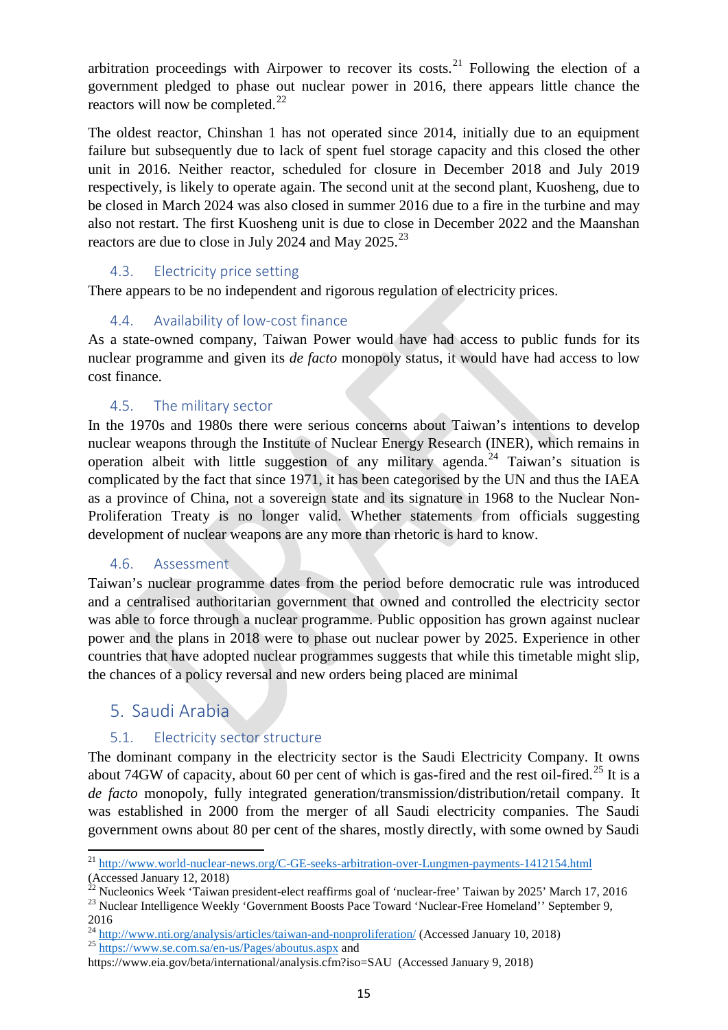arbitration proceedings with Airpower to recover its costs.[21] Following the election of a government pledged to phase out nuclear power in 2016, there appears little chance the reactors will now be completed.[22]

The oldest reactor, Chinshan 1 has not operated since 2014, initially due to an equipment failure but subsequently due to lack of spent fuel storage capacity and this closed the other unit in 2016. Neither reactor, scheduled for closure in December 2018 and July 2019 respectively, is likely to operate again. The second unit at the second plant, Kuosheng, due to be closed in March 2024 was also closed in summer 2016 due to a fire in the turbine and may also not restart. The first Kuosheng unit is due to close in December 2022 and the Maanshan reactors are due to close in July 2024 and May 2025.[23]

### 4.3. Electricity price setting

There appears to be no independent and rigorous regulation of electricity prices.

### 4.4. Availability of low-cost finance

As a state-owned company, Taiwan Power would have had access to public funds for its nuclear programme and given its *de facto* monopoly status, it would have had access to low cost finance.

### 4.5. The military sector

In the 1970s and 1980s there were serious concerns about Taiwan's intentions to develop nuclear weapons through the Institute of Nuclear Energy Research (INER), which remains in operation albeit with little suggestion of any military agenda.[24] Taiwan's situation is complicated by the fact that since 1971, it has been categorised by the UN and thus the IAEA as a province of China, not a sovereign state and its signature in 1968 to the Nuclear Non-Proliferation Treaty is no longer valid. Whether statements from officials suggesting development of nuclear weapons are any more than rhetoric is hard to know.

### 4.6. Assessment

Taiwan's nuclear programme dates from the period before democratic rule was introduced and a centralised authoritarian government that owned and controlled the electricity sector was able to force through a nuclear programme. Public opposition has grown against nuclear power and the plans in 2018 were to phase out nuclear power by 2025. Experience in other countries that have adopted nuclear programmes suggests that while this timetable might slip, the chances of a policy reversal and new orders being placed are minimal

## 5. Saudi Arabia

### 5.1. Electricity sector structure

The dominant company in the electricity sector is the Saudi Electricity Company. It owns about 74GW of capacity, about 60 per cent of which is gas-fired and the rest oil-fired.[25] It is a *de facto* monopoly, fully integrated generation/transmission/distribution/retail company. It was established in 2000 from the merger of all Saudi electricity companies. The Saudi government owns about 80 per cent of the shares, mostly directly, with some owned by Saudi

---

[21] http://www.world-nuclear-news.org/C-GE-seeks-arbitration-over-Lungmen-payments-1412154.html (Accessed January 12, 2018)

[22] Nucleonics Week 'Taiwan president-elect reaffirms goal of 'nuclear-free' Taiwan by 2025' March 17, 2016

[23] Nuclear Intelligence Weekly 'Government Boosts Pace Toward 'Nuclear-Free Homeland'' September 9, 2016

[24] http://www.nti.org/analysis/articles/taiwan-and-nonproliferation/ (Accessed January 10, 2018)

[25] https://www.se.com.sa/en-us/Pages/aboutus.aspx and https://www.eia.gov/beta/international/analysis.cfm?iso=SAU (Accessed January 9, 2018)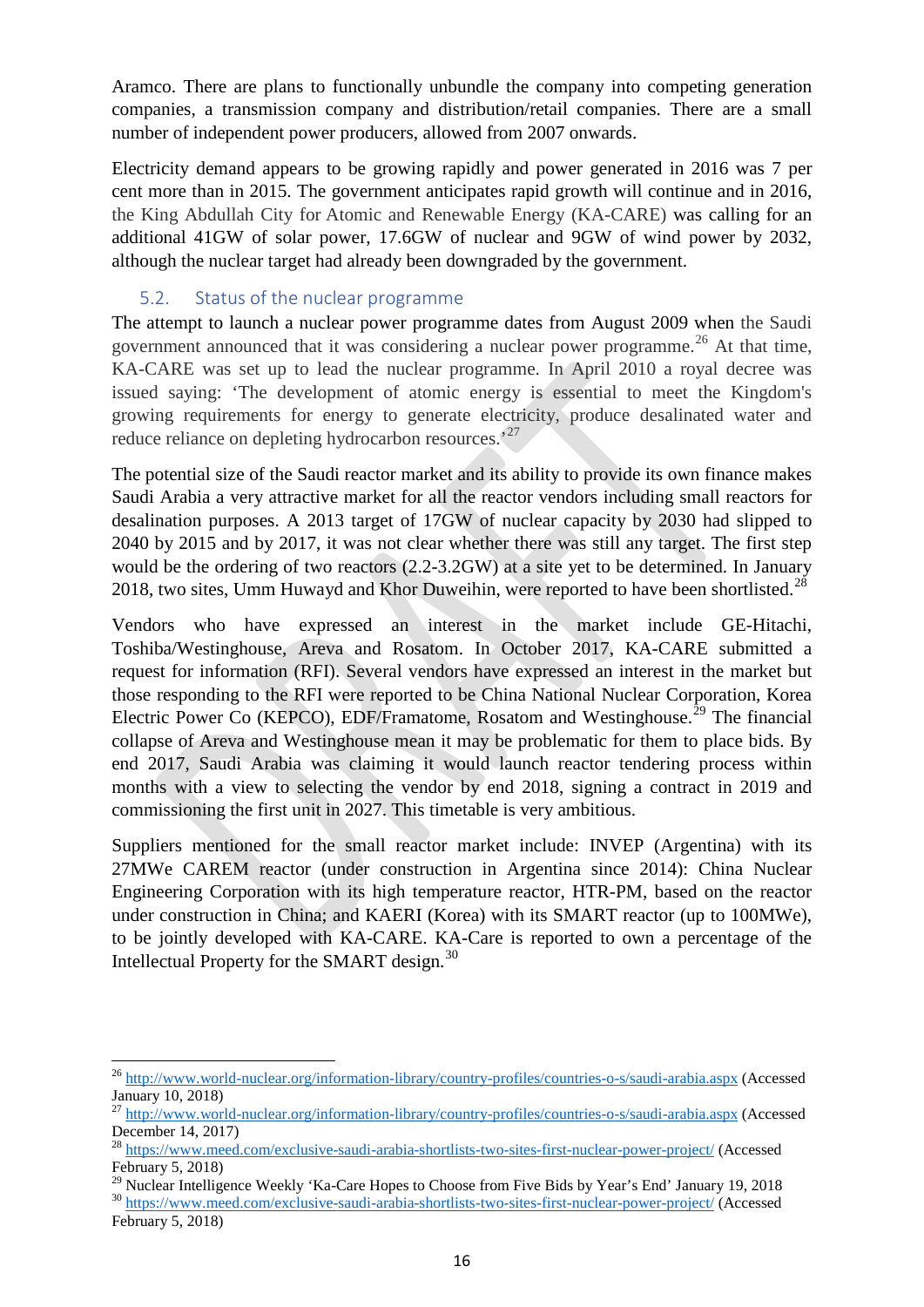Aramco. There are plans to functionally unbundle the company into competing generation companies, a transmission company and distribution/retail companies. There are a small number of independent power producers, allowed from 2007 onwards.

Electricity demand appears to be growing rapidly and power generated in 2016 was 7 per cent more than in 2015. The government anticipates rapid growth will continue and in 2016, the King Abdullah City for Atomic and Renewable Energy (KA-CARE) was calling for an additional 41GW of solar power, 17.6GW of nuclear and 9GW of wind power by 2032, although the nuclear target had already been downgraded by the government.

## 5.2. Status of the nuclear programme

The attempt to launch a nuclear power programme dates from August 2009 when the Saudi government announced that it was considering a nuclear power programme.[26] At that time, KA-CARE was set up to lead the nuclear programme. In April 2010 a royal decree was issued saying: 'The development of atomic energy is essential to meet the Kingdom's growing requirements for energy to generate electricity, produce desalinated water and reduce reliance on depleting hydrocarbon resources.'[27]

The potential size of the Saudi reactor market and its ability to provide its own finance makes Saudi Arabia a very attractive market for all the reactor vendors including small reactors for desalination purposes. A 2013 target of 17GW of nuclear capacity by 2030 had slipped to 2040 by 2015 and by 2017, it was not clear whether there was still any target. The first step would be the ordering of two reactors (2.2-3.2GW) at a site yet to be determined. In January 2018, two sites, Umm Huwayd and Khor Duweihin, were reported to have been shortlisted.[28]

Vendors who have expressed an interest in the market include GE-Hitachi, Toshiba/Westinghouse, Areva and Rosatom. In October 2017, KA-CARE submitted a request for information (RFI). Several vendors have expressed an interest in the market but those responding to the RFI were reported to be China National Nuclear Corporation, Korea Electric Power Co (KEPCO), EDF/Framatome, Rosatom and Westinghouse.[29] The financial collapse of Areva and Westinghouse mean it may be problematic for them to place bids. By end 2017, Saudi Arabia was claiming it would launch reactor tendering process within months with a view to selecting the vendor by end 2018, signing a contract in 2019 and commissioning the first unit in 2027. This timetable is very ambitious.

Suppliers mentioned for the small reactor market include: INVEP (Argentina) with its 27MWe CAREM reactor (under construction in Argentina since 2014): China Nuclear Engineering Corporation with its high temperature reactor, HTR-PM, based on the reactor under construction in China; and KAERI (Korea) with its SMART reactor (up to 100MWe), to be jointly developed with KA-CARE. KA-Care is reported to own a percentage of the Intellectual Property for the SMART design.[30]

---

[26] http://www.world-nuclear.org/information-library/country-profiles/countries-o-s/saudi-arabia.aspx (Accessed January 10, 2018)

[27] http://www.world-nuclear.org/information-library/country-profiles/countries-o-s/saudi-arabia.aspx (Accessed December 14, 2017)

[28] https://www.meed.com/exclusive-saudi-arabia-shortlists-two-sites-first-nuclear-power-project/ (Accessed February 5, 2018)

[29] Nuclear Intelligence Weekly 'Ka-Care Hopes to Choose from Five Bids by Year's End' January 19, 2018

[30] https://www.meed.com/exclusive-saudi-arabia-shortlists-two-sites-first-nuclear-power-project/ (Accessed February 5, 2018)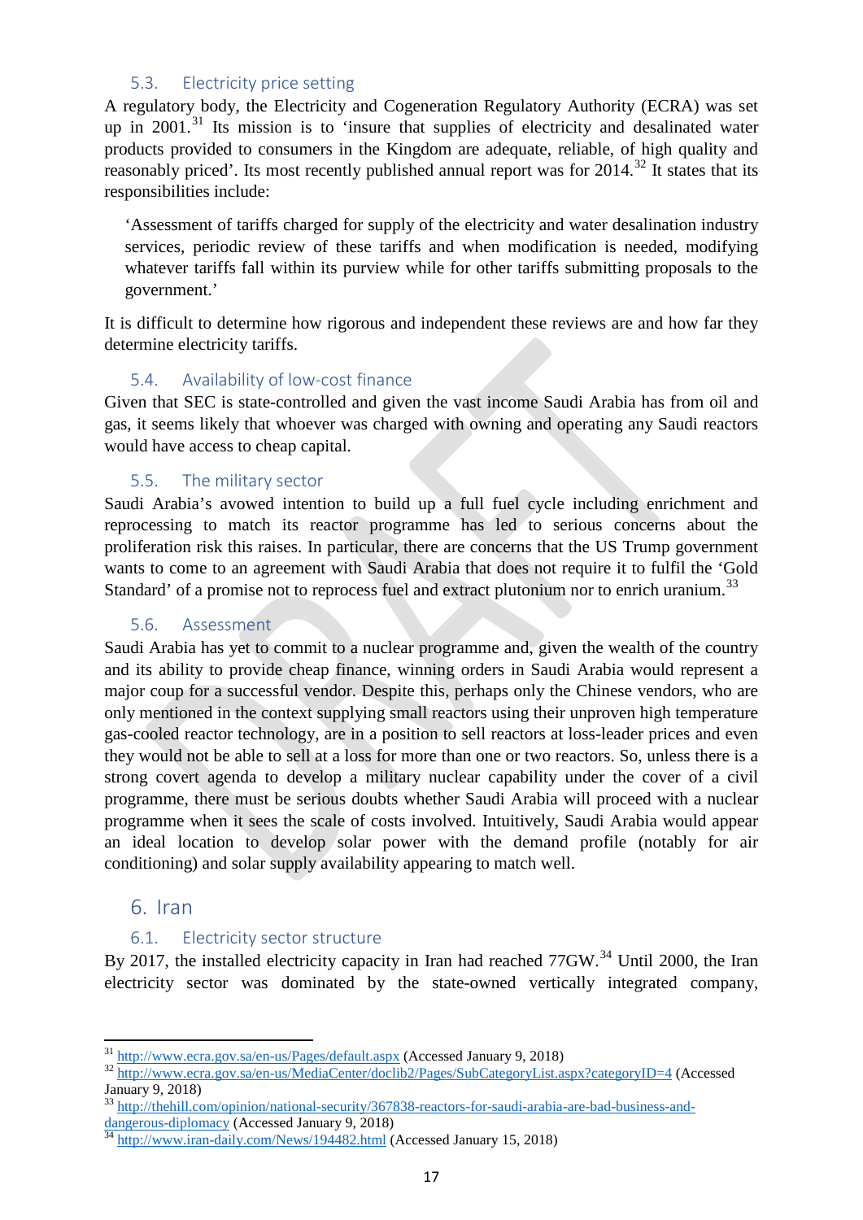### 5.3. Electricity price setting

A regulatory body, the Electricity and Cogeneration Regulatory Authority (ECRA) was set up in 2001.[31] Its mission is to 'insure that supplies of electricity and desalinated water products provided to consumers in the Kingdom are adequate, reliable, of high quality and reasonably priced'. Its most recently published annual report was for 2014.[32] It states that its responsibilities include:

> 'Assessment of tariffs charged for supply of the electricity and water desalination industry services, periodic review of these tariffs and when modification is needed, modifying whatever tariffs fall within its purview while for other tariffs submitting proposals to the government.'

It is difficult to determine how rigorous and independent these reviews are and how far they determine electricity tariffs.

### 5.4. Availability of low-cost finance

Given that SEC is state-controlled and given the vast income Saudi Arabia has from oil and gas, it seems likely that whoever was charged with owning and operating any Saudi reactors would have access to cheap capital.

### 5.5. The military sector

Saudi Arabia's avowed intention to build up a full fuel cycle including enrichment and reprocessing to match its reactor programme has led to serious concerns about the proliferation risk this raises. In particular, there are concerns that the US Trump government wants to come to an agreement with Saudi Arabia that does not require it to fulfil the 'Gold Standard' of a promise not to reprocess fuel and extract plutonium nor to enrich uranium.[33]

### 5.6. Assessment

Saudi Arabia has yet to commit to a nuclear programme and, given the wealth of the country and its ability to provide cheap finance, winning orders in Saudi Arabia would represent a major coup for a successful vendor. Despite this, perhaps only the Chinese vendors, who are only mentioned in the context supplying small reactors using their unproven high temperature gas-cooled reactor technology, are in a position to sell reactors at loss-leader prices and even they would not be able to sell at a loss for more than one or two reactors. So, unless there is a strong covert agenda to develop a military nuclear capability under the cover of a civil programme, there must be serious doubts whether Saudi Arabia will proceed with a nuclear programme when it sees the scale of costs involved. Intuitively, Saudi Arabia would appear an ideal location to develop solar power with the demand profile (notably for air conditioning) and solar supply availability appearing to match well.

## 6. Iran

### 6.1. Electricity sector structure

By 2017, the installed electricity capacity in Iran had reached 77GW.[34] Until 2000, the Iran electricity sector was dominated by the state-owned vertically integrated company,

---

[31] http://www.ecra.gov.sa/en-us/Pages/default.aspx (Accessed January 9, 2018)

[32] http://www.ecra.gov.sa/en-us/MediaCenter/doclib2/Pages/SubCategoryList.aspx?categoryID=4 (Accessed January 9, 2018)

[33] http://thehill.com/opinion/national-security/367838-reactors-for-saudi-arabia-are-bad-business-and-dangerous-diplomacy (Accessed January 9, 2018)

[34] http://www.iran-daily.com/News/194482.html (Accessed January 15, 2018)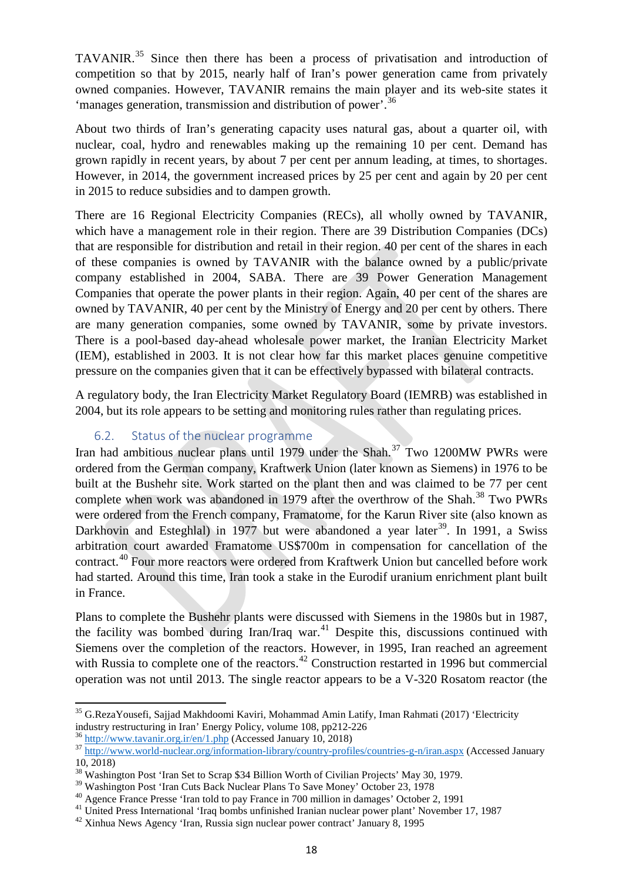TAVANIR.[35] Since then there has been a process of privatisation and introduction of competition so that by 2015, nearly half of Iran's power generation came from privately owned companies. However, TAVANIR remains the main player and its web-site states it 'manages generation, transmission and distribution of power'.[36]

About two thirds of Iran's generating capacity uses natural gas, about a quarter oil, with nuclear, coal, hydro and renewables making up the remaining 10 per cent. Demand has grown rapidly in recent years, by about 7 per cent per annum leading, at times, to shortages. However, in 2014, the government increased prices by 25 per cent and again by 20 per cent in 2015 to reduce subsidies and to dampen growth.

There are 16 Regional Electricity Companies (RECs), all wholly owned by TAVANIR, which have a management role in their region. There are 39 Distribution Companies (DCs) that are responsible for distribution and retail in their region. 40 per cent of the shares in each of these companies is owned by TAVANIR with the balance owned by a public/private company established in 2004, SABA. There are 39 Power Generation Management Companies that operate the power plants in their region. Again, 40 per cent of the shares are owned by TAVANIR, 40 per cent by the Ministry of Energy and 20 per cent by others. There are many generation companies, some owned by TAVANIR, some by private investors. There is a pool-based day-ahead wholesale power market, the Iranian Electricity Market (IEM), established in 2003. It is not clear how far this market places genuine competitive pressure on the companies given that it can be effectively bypassed with bilateral contracts.

A regulatory body, the Iran Electricity Market Regulatory Board (IEMRB) was established in 2004, but its role appears to be setting and monitoring rules rather than regulating prices.

## 6.2. Status of the nuclear programme

Iran had ambitious nuclear plans until 1979 under the Shah.[37] Two 1200MW PWRs were ordered from the German company, Kraftwerk Union (later known as Siemens) in 1976 to be built at the Bushehr site. Work started on the plant then and was claimed to be 77 per cent complete when work was abandoned in 1979 after the overthrow of the Shah.[38] Two PWRs were ordered from the French company, Framatome, for the Karun River site (also known as Darkhovin and Esteghlal) in 1977 but were abandoned a year later[39]. In 1991, a Swiss arbitration court awarded Framatome US$700m in compensation for cancellation of the contract.[40] Four more reactors were ordered from Kraftwerk Union but cancelled before work had started. Around this time, Iran took a stake in the Eurodif uranium enrichment plant built in France.

Plans to complete the Bushehr plants were discussed with Siemens in the 1980s but in 1987, the facility was bombed during Iran/Iraq war.[41] Despite this, discussions continued with Siemens over the completion of the reactors. However, in 1995, Iran reached an agreement with Russia to complete one of the reactors.[42] Construction restarted in 1996 but commercial operation was not until 2013. The single reactor appears to be a V-320 Rosatom reactor (the

---

[35] G.RezaYousefi, Sajjad Makhdoomi Kaviri, Mohammad Amin Latify, Iman Rahmati (2017) 'Electricity industry restructuring in Iran' Energy Policy, volume 108, pp212-226

[36] http://www.tavanir.org.ir/en/1.php (Accessed January 10, 2018)

[37] http://www.world-nuclear.org/information-library/country-profiles/countries-g-n/iran.aspx (Accessed January 10, 2018)

[38] Washington Post 'Iran Set to Scrap $34 Billion Worth of Civilian Projects' May 30, 1979.

[39] Washington Post 'Iran Cuts Back Nuclear Plans To Save Money' October 23, 1978

[40] Agence France Presse 'Iran told to pay France in 700 million in damages' October 2, 1991

[41] United Press International 'Iraq bombs unfinished Iranian nuclear power plant' November 17, 1987

[42] Xinhua News Agency 'Iran, Russia sign nuclear power contract' January 8, 1995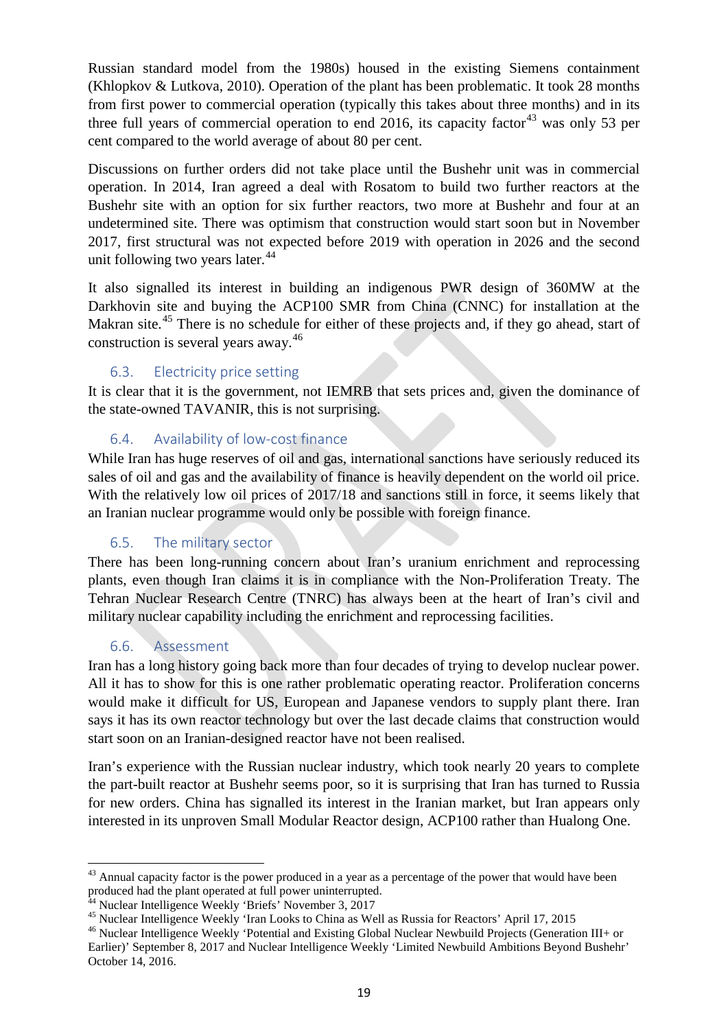Russian standard model from the 1980s) housed in the existing Siemens containment (Khlopkov & Lutkova, 2010). Operation of the plant has been problematic. It took 28 months from first power to commercial operation (typically this takes about three months) and in its three full years of commercial operation to end 2016, its capacity factor[43] was only 53 per cent compared to the world average of about 80 per cent.

Discussions on further orders did not take place until the Bushehr unit was in commercial operation. In 2014, Iran agreed a deal with Rosatom to build two further reactors at the Bushehr site with an option for six further reactors, two more at Bushehr and four at an undetermined site. There was optimism that construction would start soon but in November 2017, first structural was not expected before 2019 with operation in 2026 and the second unit following two years later.[44]

It also signalled its interest in building an indigenous PWR design of 360MW at the Darkhovin site and buying the ACP100 SMR from China (CNNC) for installation at the Makran site.[45] There is no schedule for either of these projects and, if they go ahead, start of construction is several years away.[46]

### 6.3. Electricity price setting

It is clear that it is the government, not IEMRB that sets prices and, given the dominance of the state-owned TAVANIR, this is not surprising.

### 6.4. Availability of low-cost finance

While Iran has huge reserves of oil and gas, international sanctions have seriously reduced its sales of oil and gas and the availability of finance is heavily dependent on the world oil price. With the relatively low oil prices of 2017/18 and sanctions still in force, it seems likely that an Iranian nuclear programme would only be possible with foreign finance.

### 6.5. The military sector

There has been long-running concern about Iran's uranium enrichment and reprocessing plants, even though Iran claims it is in compliance with the Non-Proliferation Treaty. The Tehran Nuclear Research Centre (TNRC) has always been at the heart of Iran's civil and military nuclear capability including the enrichment and reprocessing facilities.

### 6.6. Assessment

Iran has a long history going back more than four decades of trying to develop nuclear power. All it has to show for this is one rather problematic operating reactor. Proliferation concerns would make it difficult for US, European and Japanese vendors to supply plant there. Iran says it has its own reactor technology but over the last decade claims that construction would start soon on an Iranian-designed reactor have not been realised.

Iran's experience with the Russian nuclear industry, which took nearly 20 years to complete the part-built reactor at Bushehr seems poor, so it is surprising that Iran has turned to Russia for new orders. China has signalled its interest in the Iranian market, but Iran appears only interested in its unproven Small Modular Reactor design, ACP100 rather than Hualong One.

---

[43] Annual capacity factor is the power produced in a year as a percentage of the power that would have been produced had the plant operated at full power uninterrupted.

[44] Nuclear Intelligence Weekly 'Briefs' November 3, 2017

[45] Nuclear Intelligence Weekly 'Iran Looks to China as Well as Russia for Reactors' April 17, 2015

[46] Nuclear Intelligence Weekly 'Potential and Existing Global Nuclear Newbuild Projects (Generation III+ or Earlier)' September 8, 2017 and Nuclear Intelligence Weekly 'Limited Newbuild Ambitions Beyond Bushehr' October 14, 2016.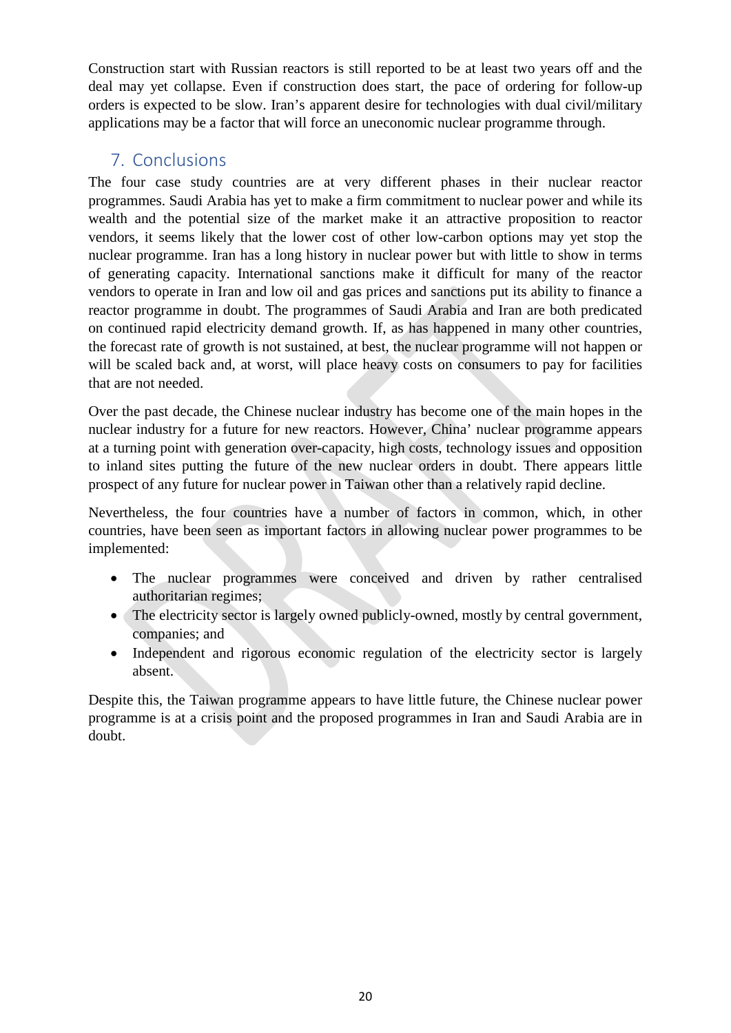Construction start with Russian reactors is still reported to be at least two years off and the deal may yet collapse. Even if construction does start, the pace of ordering for follow-up orders is expected to be slow. Iran's apparent desire for technologies with dual civil/military applications may be a factor that will force an uneconomic nuclear programme through.

## 7. Conclusions

The four case study countries are at very different phases in their nuclear reactor programmes. Saudi Arabia has yet to make a firm commitment to nuclear power and while its wealth and the potential size of the market make it an attractive proposition to reactor vendors, it seems likely that the lower cost of other low-carbon options may yet stop the nuclear programme. Iran has a long history in nuclear power but with little to show in terms of generating capacity. International sanctions make it difficult for many of the reactor vendors to operate in Iran and low oil and gas prices and sanctions put its ability to finance a reactor programme in doubt. The programmes of Saudi Arabia and Iran are both predicated on continued rapid electricity demand growth. If, as has happened in many other countries, the forecast rate of growth is not sustained, at best, the nuclear programme will not happen or will be scaled back and, at worst, will place heavy costs on consumers to pay for facilities that are not needed.

Over the past decade, the Chinese nuclear industry has become one of the main hopes in the nuclear industry for a future for new reactors. However, China' nuclear programme appears at a turning point with generation over-capacity, high costs, technology issues and opposition to inland sites putting the future of the new nuclear orders in doubt. There appears little prospect of any future for nuclear power in Taiwan other than a relatively rapid decline.

Nevertheless, the four countries have a number of factors in common, which, in other countries, have been seen as important factors in allowing nuclear power programmes to be implemented:

- The nuclear programmes were conceived and driven by rather centralised authoritarian regimes;
- The electricity sector is largely owned publicly-owned, mostly by central government, companies; and
- Independent and rigorous economic regulation of the electricity sector is largely absent.

Despite this, the Taiwan programme appears to have little future, the Chinese nuclear power programme is at a crisis point and the proposed programmes in Iran and Saudi Arabia are in doubt.